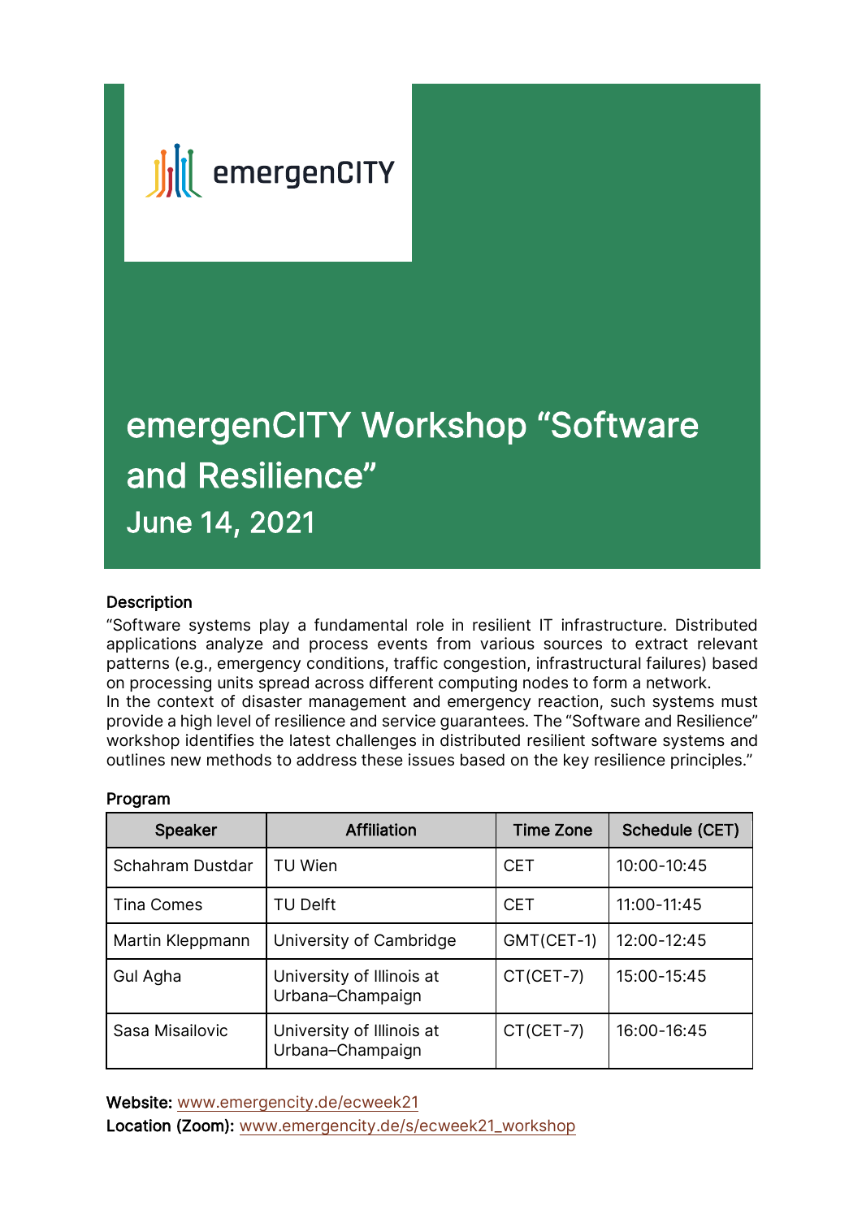emergenCITY

# emergenCITY Workshop “Software and Resilience”

## June 14, 2021

### Description

“Software systems play a fundamental role in resilient IT infrastructure. Distributed applications analyze and process events from various sources to extract relevant patterns (e.g., emergency conditions, traffic congestion, infrastructural failures) based on processing units spread across different computing nodes to form a network.
In the context of disaster management and emergency reaction, such systems must provide a high level of resilience and service guarantees. The “Software and Resilience” workshop identifies the latest challenges in distributed resilient software systems and outlines new methods to address these issues based on the key resilience principles.”

### Program

| Speaker | Affiliation | Time Zone | Schedule (CET) |
| --- | --- | --- | --- |
| Schahram Dustdar | TU Wien | CET | 10:00-10:45 |
| Tina Comes | TU Delft | CET | 11:00-11:45 |
| Martin Kleppmann | University of Cambridge | GMT(CET-1) | 12:00-12:45 |
| Gul Agha | University of Illinois at Urbana–Champaign | CT(CET-7) | 15:00-15:45 |
| Sasa Misailovic | University of Illinois at Urbana–Champaign | CT(CET-7) | 16:00-16:45 |

**Website:** www.emergencity.de/ecweek21
**Location (Zoom):** www.emergencity.de/s/ecweek21_workshop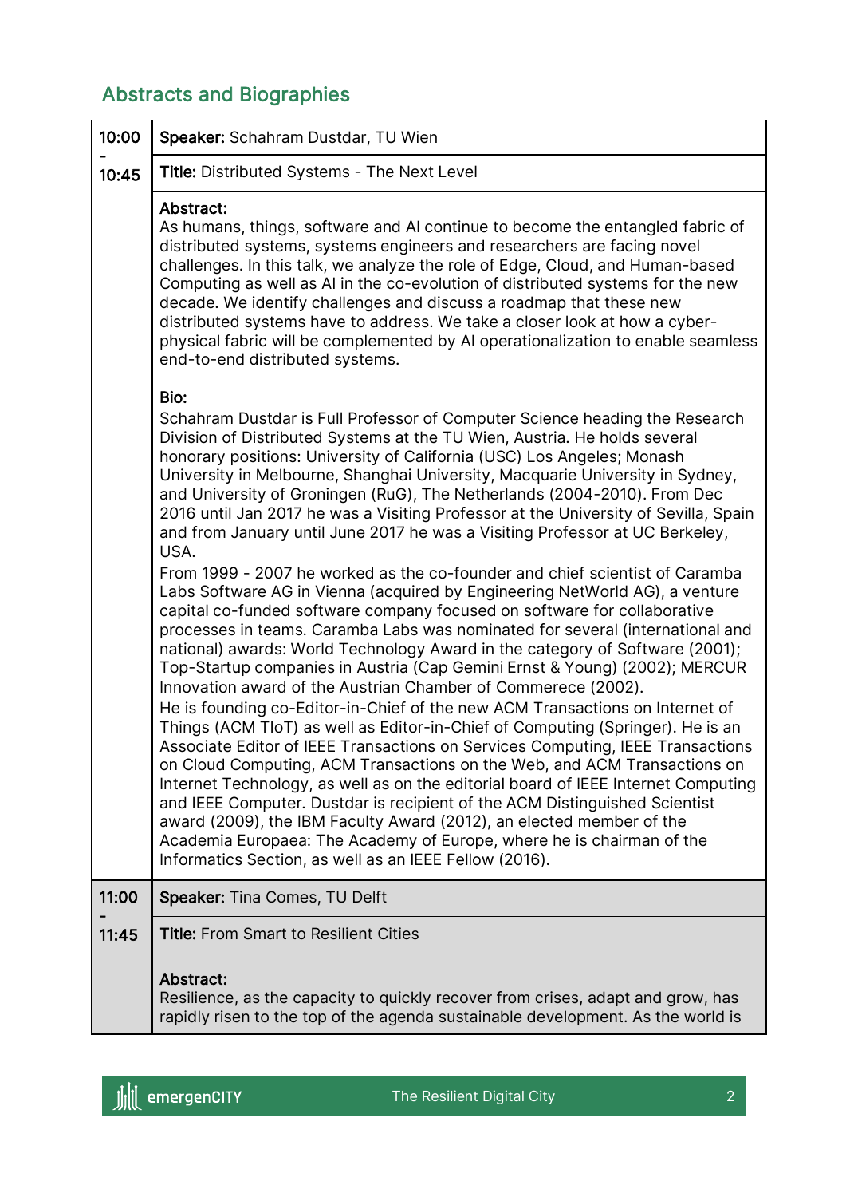## Abstracts and Biographies

| 10:00 - 10:45 | **Speaker:** Schahram Dustdar, TU Wien |
|---|---|
| | **Title:** Distributed Systems - The Next Level |
| | **Abstract:**<br>As humans, things, software and AI continue to become the entangled fabric of distributed systems, systems engineers and researchers are facing novel challenges. In this talk, we analyze the role of Edge, Cloud, and Human-based Computing as well as AI in the co-evolution of distributed systems for the new decade. We identify challenges and discuss a roadmap that these new distributed systems have to address. We take a closer look at how a cyber-physical fabric will be complemented by AI operationalization to enable seamless end-to-end distributed systems. |
| | **Bio:**<br>Schahram Dustdar is Full Professor of Computer Science heading the Research Division of Distributed Systems at the TU Wien, Austria. He holds several honorary positions: University of California (USC) Los Angeles; Monash University in Melbourne, Shanghai University, Macquarie University in Sydney, and University of Groningen (RuG), The Netherlands (2004-2010). From Dec 2016 until Jan 2017 he was a Visiting Professor at the University of Sevilla, Spain and from January until June 2017 he was a Visiting Professor at UC Berkeley, USA.<br>From 1999 - 2007 he worked as the co-founder and chief scientist of Caramba Labs Software AG in Vienna (acquired by Engineering NetWorld AG), a venture capital co-funded software company focused on software for collaborative processes in teams. Caramba Labs was nominated for several (international and national) awards: World Technology Award in the category of Software (2001); Top-Startup companies in Austria (Cap Gemini Ernst & Young) (2002); MERCUR Innovation award of the Austrian Chamber of Commerece (2002).<br>He is founding co-Editor-in-Chief of the new ACM Transactions on Internet of Things (ACM TIoT) as well as Editor-in-Chief of Computing (Springer). He is an Associate Editor of IEEE Transactions on Services Computing, IEEE Transactions on Cloud Computing, ACM Transactions on the Web, and ACM Transactions on Internet Technology, as well as on the editorial board of IEEE Internet Computing and IEEE Computer. Dustdar is recipient of the ACM Distinguished Scientist award (2009), the IBM Faculty Award (2012), an elected member of the Academia Europaea: The Academy of Europe, where he is chairman of the Informatics Section, as well as an IEEE Fellow (2016). |
| 11:00 - 11:45 | **Speaker:** Tina Comes, TU Delft |
| | **Title:** From Smart to Resilient Cities |
| | **Abstract:**<br>Resilience, as the capacity to quickly recover from crises, adapt and grow, has rapidly risen to the top of the agenda sustainable development. As the world is |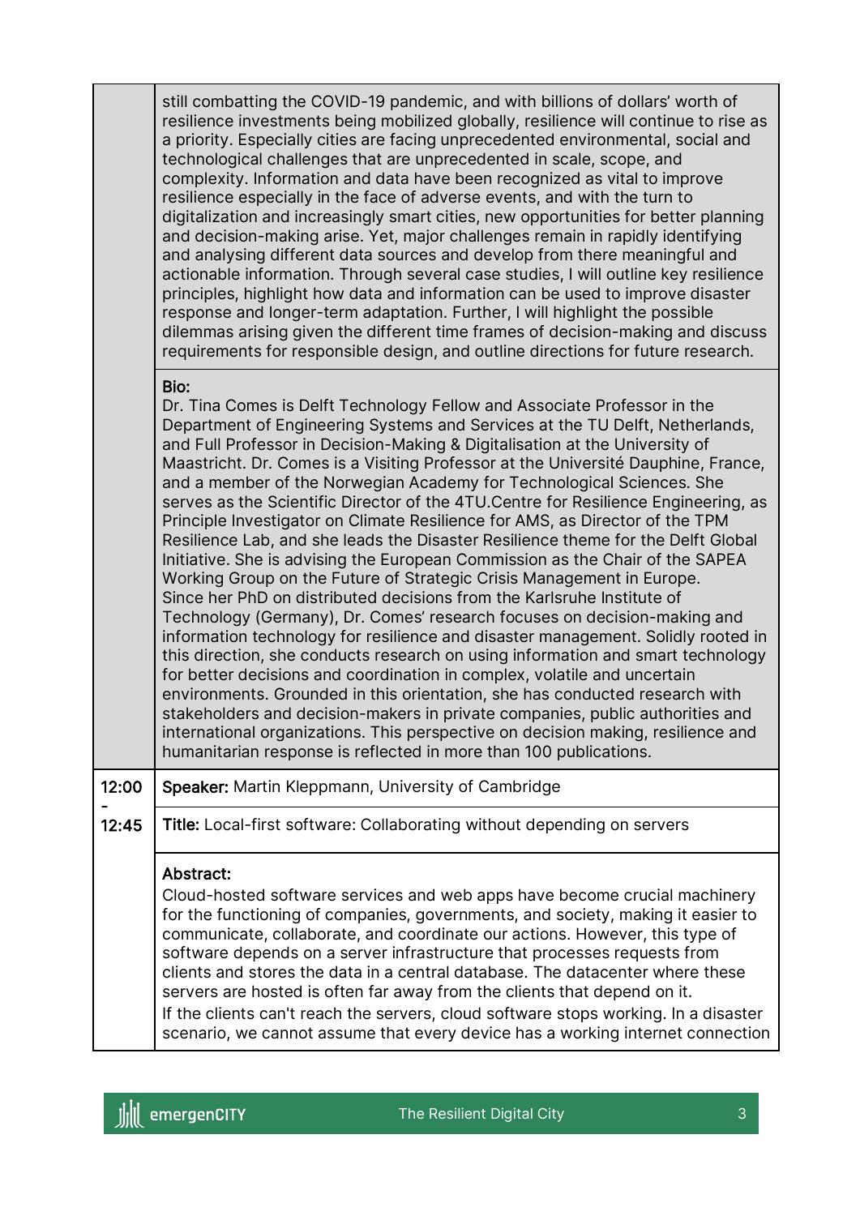| | |
|---|---|
| | still combatting the COVID-19 pandemic, and with billions of dollars' worth of resilience investments being mobilized globally, resilience will continue to rise as a priority. Especially cities are facing unprecedented environmental, social and technological challenges that are unprecedented in scale, scope, and complexity. Information and data have been recognized as vital to improve resilience especially in the face of adverse events, and with the turn to digitalization and increasingly smart cities, new opportunities for better planning and decision-making arise. Yet, major challenges remain in rapidly identifying and analysing different data sources and develop from there meaningful and actionable information. Through several case studies, I will outline key resilience principles, highlight how data and information can be used to improve disaster response and longer-term adaptation. Further, I will highlight the possible dilemmas arising given the different time frames of decision-making and discuss requirements for responsible design, and outline directions for future research. |
| | **Bio:**<br>Dr. Tina Comes is Delft Technology Fellow and Associate Professor in the Department of Engineering Systems and Services at the TU Delft, Netherlands, and Full Professor in Decision-Making & Digitalisation at the University of Maastricht. Dr. Comes is a Visiting Professor at the Université Dauphine, France, and a member of the Norwegian Academy for Technological Sciences. She serves as the Scientific Director of the 4TU.Centre for Resilience Engineering, as Principle Investigator on Climate Resilience for AMS, as Director of the TPM Resilience Lab, and she leads the Disaster Resilience theme for the Delft Global Initiative. She is advising the European Commission as the Chair of the SAPEA Working Group on the Future of Strategic Crisis Management in Europe.<br>Since her PhD on distributed decisions from the Karlsruhe Institute of Technology (Germany), Dr. Comes' research focuses on decision-making and information technology for resilience and disaster management. Solidly rooted in this direction, she conducts research on using information and smart technology for better decisions and coordination in complex, volatile and uncertain environments. Grounded in this orientation, she has conducted research with stakeholders and decision-makers in private companies, public authorities and international organizations. This perspective on decision making, resilience and humanitarian response is reflected in more than 100 publications. |
| 12:00 - 12:45 | **Speaker:** Martin Kleppmann, University of Cambridge |
| | **Title:** Local-first software: Collaborating without depending on servers |
| | **Abstract:**<br>Cloud-hosted software services and web apps have become crucial machinery for the functioning of companies, governments, and society, making it easier to communicate, collaborate, and coordinate our actions. However, this type of software depends on a server infrastructure that processes requests from clients and stores the data in a central database. The datacenter where these servers are hosted is often far away from the clients that depend on it.<br>If the clients can't reach the servers, cloud software stops working. In a disaster scenario, we cannot assume that every device has a working internet connection |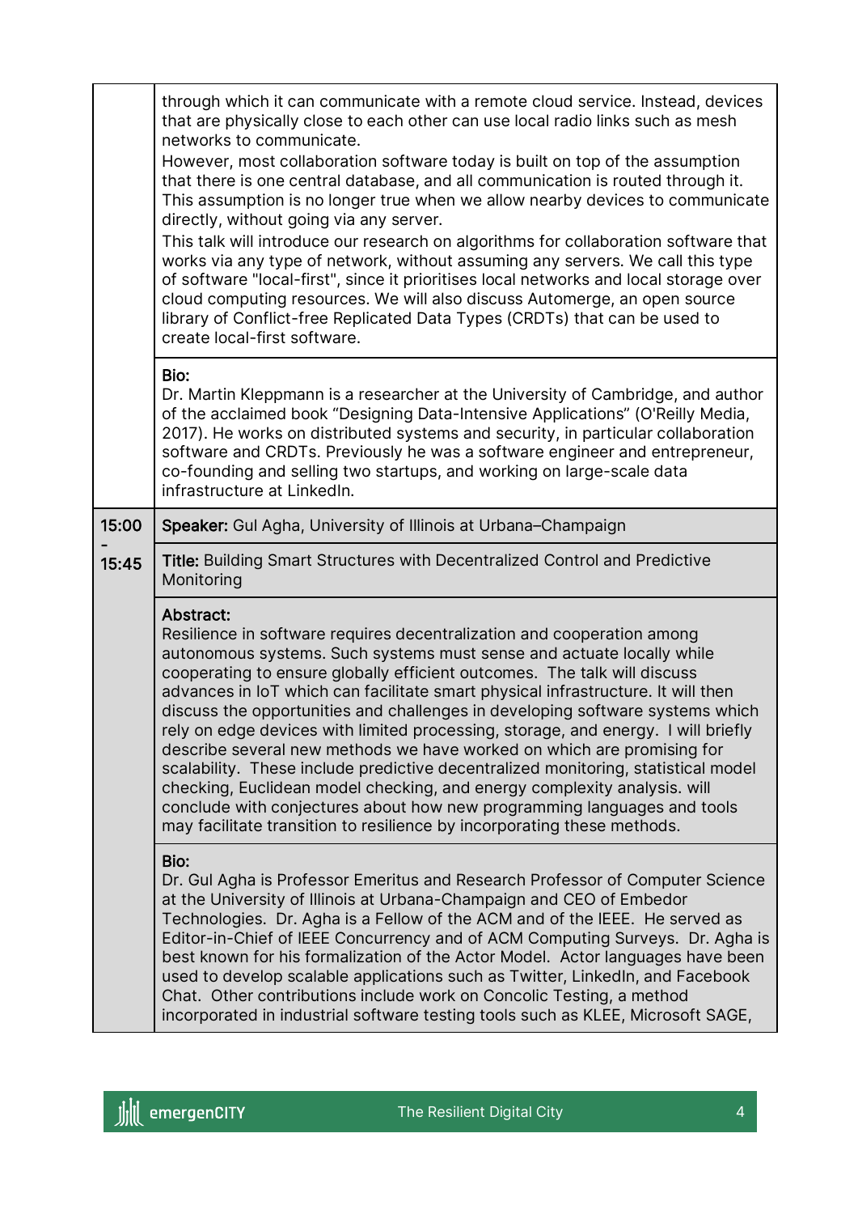| | |
|---|---|
| | through which it can communicate with a remote cloud service. Instead, devices that are physically close to each other can use local radio links such as mesh networks to communicate.<br>However, most collaboration software today is built on top of the assumption that there is one central database, and all communication is routed through it. This assumption is no longer true when we allow nearby devices to communicate directly, without going via any server.<br>This talk will introduce our research on algorithms for collaboration software that works via any type of network, without assuming any servers. We call this type of software "local-first", since it prioritises local networks and local storage over cloud computing resources. We will also discuss Automerge, an open source library of Conflict-free Replicated Data Types (CRDTs) that can be used to create local-first software. |
| | **Bio:**<br>Dr. Martin Kleppmann is a researcher at the University of Cambridge, and author of the acclaimed book "Designing Data-Intensive Applications" (O'Reilly Media, 2017). He works on distributed systems and security, in particular collaboration software and CRDTs. Previously he was a software engineer and entrepreneur, co-founding and selling two startups, and working on large-scale data infrastructure at LinkedIn. |
| **15:00 - 15:45** | **Speaker:** Gul Agha, University of Illinois at Urbana–Champaign |
| | **Title:** Building Smart Structures with Decentralized Control and Predictive Monitoring |
| | **Abstract:**<br>Resilience in software requires decentralization and cooperation among autonomous systems. Such systems must sense and actuate locally while cooperating to ensure globally efficient outcomes. The talk will discuss advances in IoT which can facilitate smart physical infrastructure. It will then discuss the opportunities and challenges in developing software systems which rely on edge devices with limited processing, storage, and energy. I will briefly describe several new methods we have worked on which are promising for scalability. These include predictive decentralized monitoring, statistical model checking, Euclidean model checking, and energy complexity analysis. will conclude with conjectures about how new programming languages and tools may facilitate transition to resilience by incorporating these methods. |
| | **Bio:**<br>Dr. Gul Agha is Professor Emeritus and Research Professor of Computer Science at the University of Illinois at Urbana-Champaign and CEO of Embedor Technologies. Dr. Agha is a Fellow of the ACM and of the IEEE. He served as Editor-in-Chief of IEEE Concurrency and of ACM Computing Surveys. Dr. Agha is best known for his formalization of the Actor Model. Actor languages have been used to develop scalable applications such as Twitter, LinkedIn, and Facebook Chat. Other contributions include work on Concolic Testing, a method incorporated in industrial software testing tools such as KLEE, Microsoft SAGE, |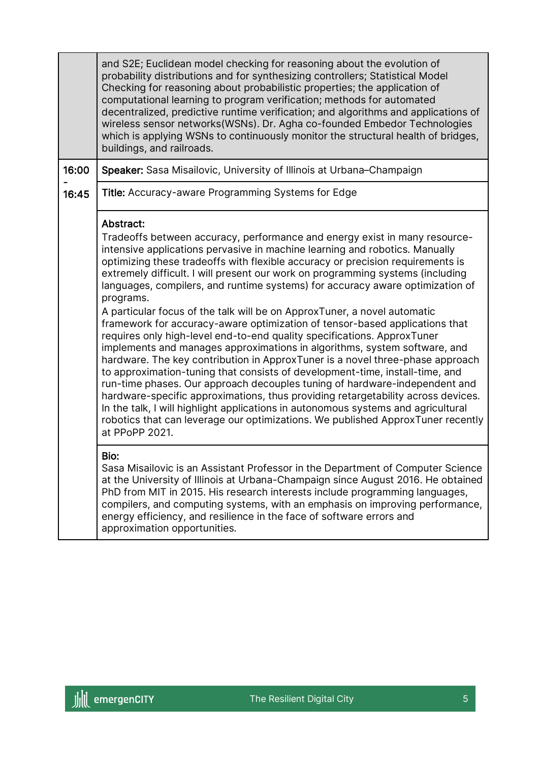| | |
|---|---|
| | and S2E; Euclidean model checking for reasoning about the evolution of probability distributions and for synthesizing controllers; Statistical Model Checking for reasoning about probabilistic properties; the application of computational learning to program verification; methods for automated decentralized, predictive runtime verification; and algorithms and applications of wireless sensor networks(WSNs). Dr. Agha co-founded Embedor Technologies which is applying WSNs to continuously monitor the structural health of bridges, buildings, and railroads. |
| 16:00 - 16:45 | **Speaker:** Sasa Misailovic, University of Illinois at Urbana–Champaign |
| | **Title:** Accuracy-aware Programming Systems for Edge |
| | **Abstract:**<br>Tradeoffs between accuracy, performance and energy exist in many resource-intensive applications pervasive in machine learning and robotics. Manually optimizing these tradeoffs with flexible accuracy or precision requirements is extremely difficult. I will present our work on programming systems (including languages, compilers, and runtime systems) for accuracy aware optimization of programs.<br>A particular focus of the talk will be on ApproxTuner, a novel automatic framework for accuracy-aware optimization of tensor-based applications that requires only high-level end-to-end quality specifications. ApproxTuner implements and manages approximations in algorithms, system software, and hardware. The key contribution in ApproxTuner is a novel three-phase approach to approximation-tuning that consists of development-time, install-time, and run-time phases. Our approach decouples tuning of hardware-independent and hardware-specific approximations, thus providing retargetability across devices. In the talk, I will highlight applications in autonomous systems and agricultural robotics that can leverage our optimizations. We published ApproxTuner recently at PPoPP 2021. |
| | **Bio:**<br>Sasa Misailovic is an Assistant Professor in the Department of Computer Science at the University of Illinois at Urbana-Champaign since August 2016. He obtained PhD from MIT in 2015. His research interests include programming languages, compilers, and computing systems, with an emphasis on improving performance, energy efficiency, and resilience in the face of software errors and approximation opportunities. |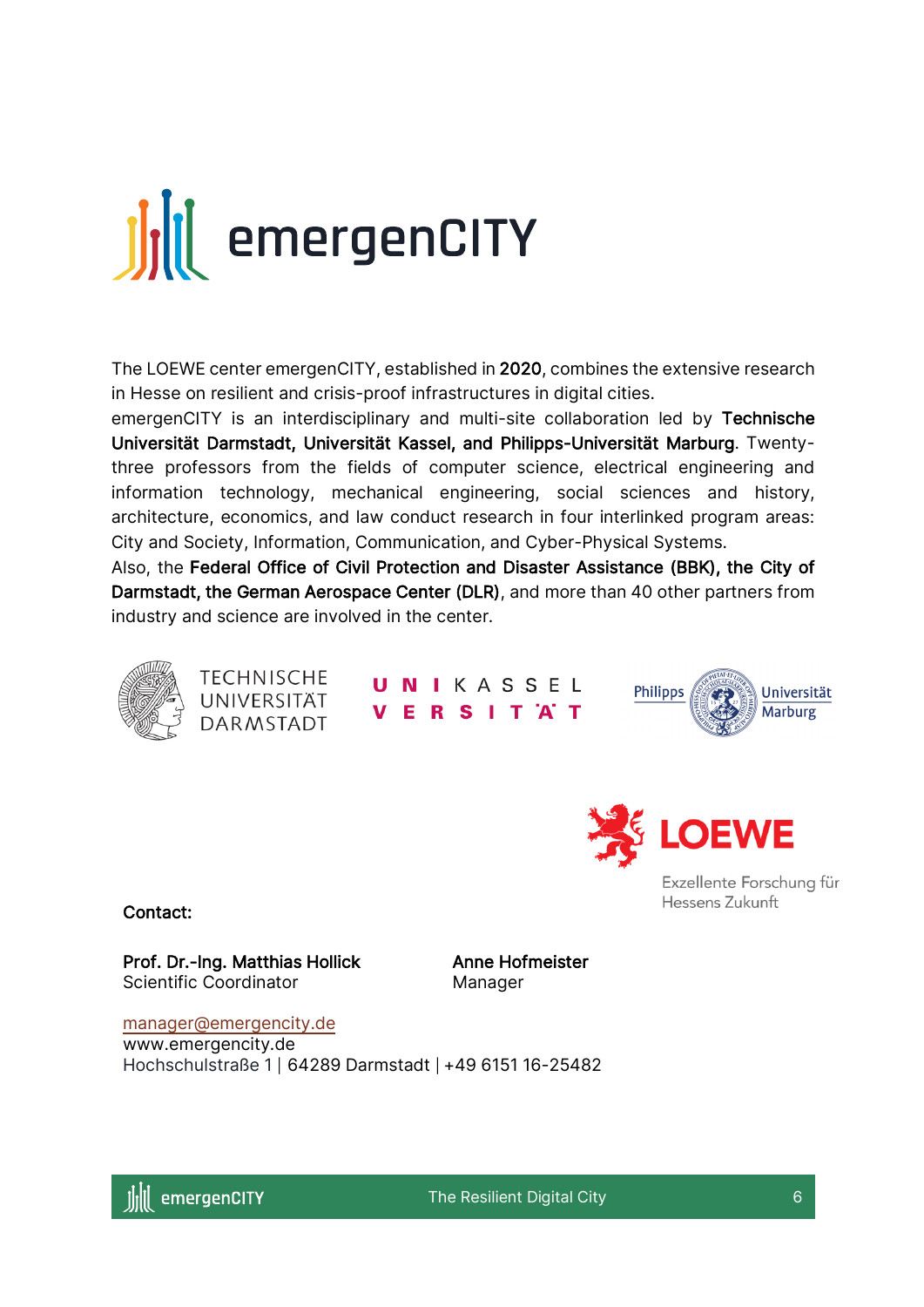# emergenCITY

The LOEWE center emergenCITY, established in **2020**, combines the extensive research in Hesse on resilient and crisis-proof infrastructures in digital cities.
emergenCITY is an interdisciplinary and multi-site collaboration led by **Technische Universität Darmstadt, Universität Kassel, and Philipps-Universität Marburg**. Twenty-three professors from the fields of computer science, electrical engineering and information technology, mechanical engineering, social sciences and history, architecture, economics, and law conduct research in four interlinked program areas: City and Society, Information, Communication, and Cyber-Physical Systems.
Also, the **Federal Office of Civil Protection and Disaster Assistance (BBK), the City of Darmstadt, the German Aerospace Center (DLR)**, and more than 40 other partners from industry and science are involved in the center.

TECHNISCHE UNIVERSITÄT DARMSTADT

UNIKASSEL VERSITÄT

Philipps Universität Marburg

LOEWE
Exzellente Forschung für Hessens Zukunft

**Contact:**

**Prof. Dr.-Ing. Matthias Hollick**
Scientific Coordinator

**Anne Hofmeister**
Manager

manager@emergencity.de
www.emergencity.de
Hochschulstraße 1 | 64289 Darmstadt | +49 6151 16-25482